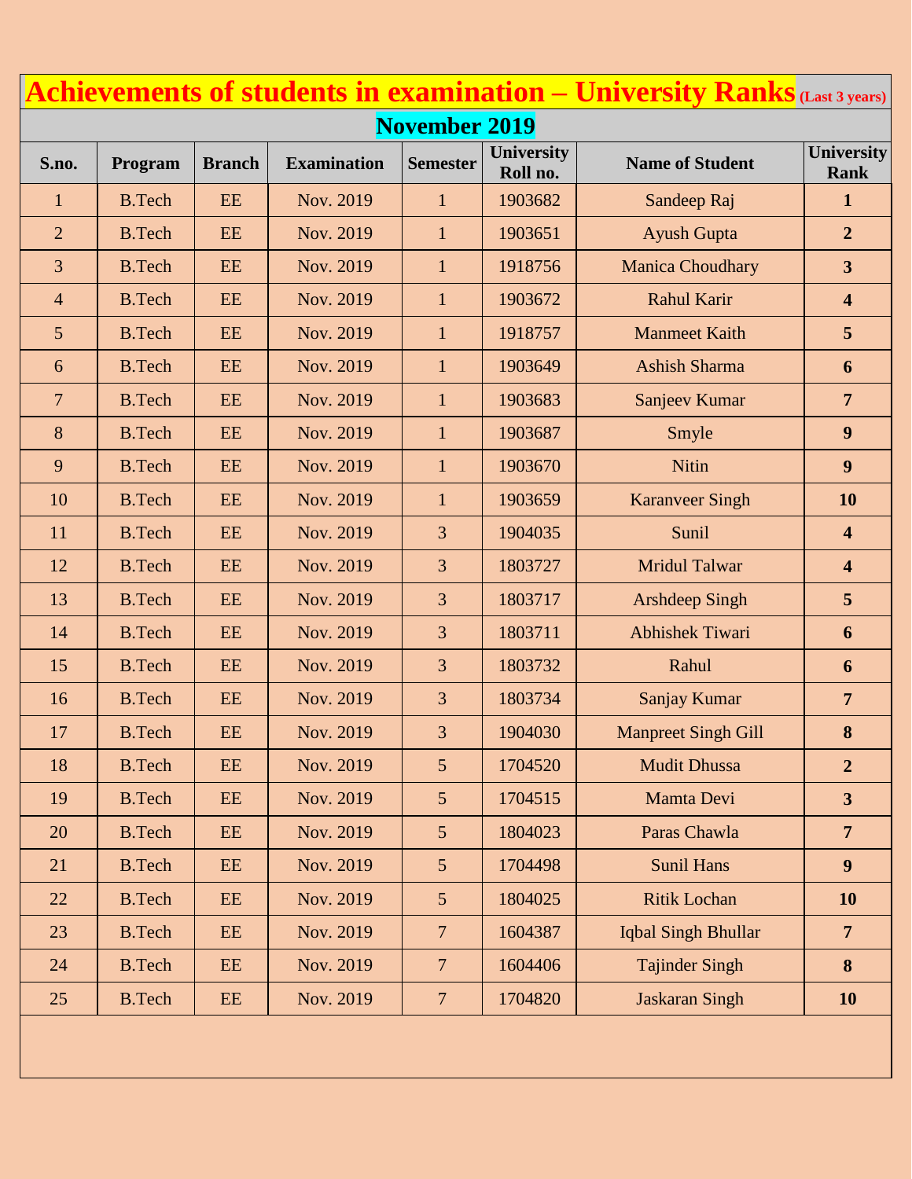# Achievements of students in examination – University Ranks (Last 3 years)

## November 2019

| S.no. | Program | Branch | Examination | Semester | University Roll no. | Name of Student | University Rank |
|---|---|---|---|---|---|---|---|
| 1 | B.Tech | EE | Nov. 2019 | 1 | 1903682 | Sandeep Raj | **1** |
| 2 | B.Tech | EE | Nov. 2019 | 1 | 1903651 | Ayush Gupta | **2** |
| 3 | B.Tech | EE | Nov. 2019 | 1 | 1918756 | Manica Choudhary | **3** |
| 4 | B.Tech | EE | Nov. 2019 | 1 | 1903672 | Rahul Karir | **4** |
| 5 | B.Tech | EE | Nov. 2019 | 1 | 1918757 | Manmeet Kaith | **5** |
| 6 | B.Tech | EE | Nov. 2019 | 1 | 1903649 | Ashish Sharma | **6** |
| 7 | B.Tech | EE | Nov. 2019 | 1 | 1903683 | Sanjeev Kumar | **7** |
| 8 | B.Tech | EE | Nov. 2019 | 1 | 1903687 | Smyle | **9** |
| 9 | B.Tech | EE | Nov. 2019 | 1 | 1903670 | Nitin | **9** |
| 10 | B.Tech | EE | Nov. 2019 | 1 | 1903659 | Karanveer Singh | **10** |
| 11 | B.Tech | EE | Nov. 2019 | 3 | 1904035 | Sunil | **4** |
| 12 | B.Tech | EE | Nov. 2019 | 3 | 1803727 | Mridul Talwar | **4** |
| 13 | B.Tech | EE | Nov. 2019 | 3 | 1803717 | Arshdeep Singh | **5** |
| 14 | B.Tech | EE | Nov. 2019 | 3 | 1803711 | Abhishek Tiwari | **6** |
| 15 | B.Tech | EE | Nov. 2019 | 3 | 1803732 | Rahul | **6** |
| 16 | B.Tech | EE | Nov. 2019 | 3 | 1803734 | Sanjay Kumar | **7** |
| 17 | B.Tech | EE | Nov. 2019 | 3 | 1904030 | Manpreet Singh Gill | **8** |
| 18 | B.Tech | EE | Nov. 2019 | 5 | 1704520 | Mudit Dhussa | **2** |
| 19 | B.Tech | EE | Nov. 2019 | 5 | 1704515 | Mamta Devi | **3** |
| 20 | B.Tech | EE | Nov. 2019 | 5 | 1804023 | Paras Chawla | **7** |
| 21 | B.Tech | EE | Nov. 2019 | 5 | 1704498 | Sunil Hans | **9** |
| 22 | B.Tech | EE | Nov. 2019 | 5 | 1804025 | Ritik Lochan | **10** |
| 23 | B.Tech | EE | Nov. 2019 | 7 | 1604387 | Iqbal Singh Bhullar | **7** |
| 24 | B.Tech | EE | Nov. 2019 | 7 | 1604406 | Tajinder Singh | **8** |
| 25 | B.Tech | EE | Nov. 2019 | 7 | 1704820 | Jaskaran Singh | **10** |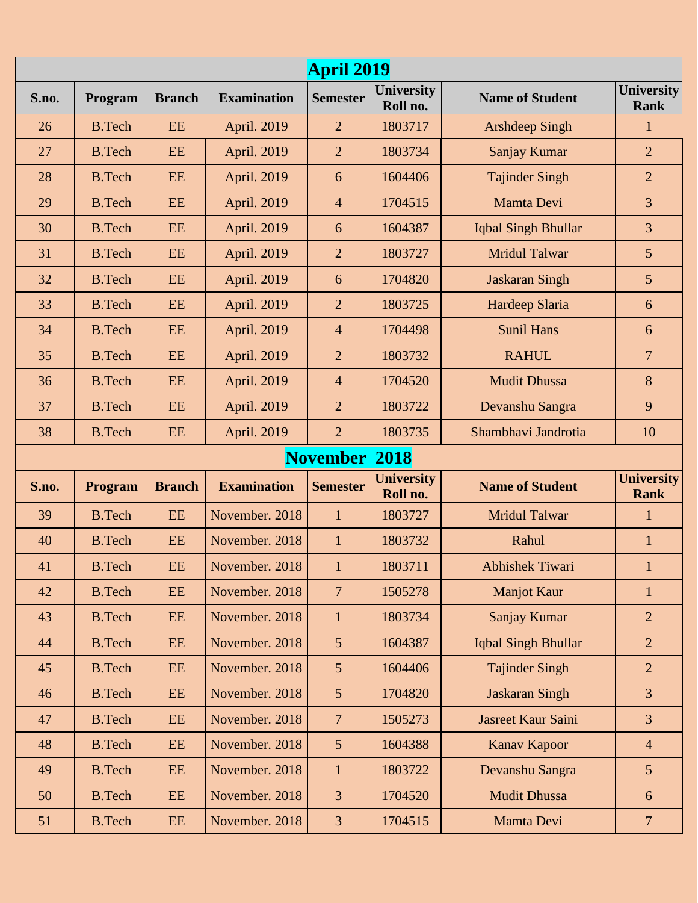## April 2019

| S.no. | Program | Branch | Examination | Semester | University Roll no. | Name of Student | University Rank |
|---|---|---|---|---|---|---|---|
| 26 | B.Tech | EE | April. 2019 | 2 | 1803717 | Arshdeep Singh | 1 |
| 27 | B.Tech | EE | April. 2019 | 2 | 1803734 | Sanjay Kumar | 2 |
| 28 | B.Tech | EE | April. 2019 | 6 | 1604406 | Tajinder Singh | 2 |
| 29 | B.Tech | EE | April. 2019 | 4 | 1704515 | Mamta Devi | 3 |
| 30 | B.Tech | EE | April. 2019 | 6 | 1604387 | Iqbal Singh Bhullar | 3 |
| 31 | B.Tech | EE | April. 2019 | 2 | 1803727 | Mridul Talwar | 5 |
| 32 | B.Tech | EE | April. 2019 | 6 | 1704820 | Jaskaran Singh | 5 |
| 33 | B.Tech | EE | April. 2019 | 2 | 1803725 | Hardeep Slaria | 6 |
| 34 | B.Tech | EE | April. 2019 | 4 | 1704498 | Sunil Hans | 6 |
| 35 | B.Tech | EE | April. 2019 | 2 | 1803732 | RAHUL | 7 |
| 36 | B.Tech | EE | April. 2019 | 4 | 1704520 | Mudit Dhussa | 8 |
| 37 | B.Tech | EE | April. 2019 | 2 | 1803722 | Devanshu Sangra | 9 |
| 38 | B.Tech | EE | April. 2019 | 2 | 1803735 | Shambhavi Jandrotia | 10 |

## November 2018

| S.no. | Program | Branch | Examination | Semester | University Roll no. | Name of Student | University Rank |
|---|---|---|---|---|---|---|---|
| 39 | B.Tech | EE | November. 2018 | 1 | 1803727 | Mridul Talwar | 1 |
| 40 | B.Tech | EE | November. 2018 | 1 | 1803732 | Rahul | 1 |
| 41 | B.Tech | EE | November. 2018 | 1 | 1803711 | Abhishek Tiwari | 1 |
| 42 | B.Tech | EE | November. 2018 | 7 | 1505278 | Manjot Kaur | 1 |
| 43 | B.Tech | EE | November. 2018 | 1 | 1803734 | Sanjay Kumar | 2 |
| 44 | B.Tech | EE | November. 2018 | 5 | 1604387 | Iqbal Singh Bhullar | 2 |
| 45 | B.Tech | EE | November. 2018 | 5 | 1604406 | Tajinder Singh | 2 |
| 46 | B.Tech | EE | November. 2018 | 5 | 1704820 | Jaskaran Singh | 3 |
| 47 | B.Tech | EE | November. 2018 | 7 | 1505273 | Jasreet Kaur Saini | 3 |
| 48 | B.Tech | EE | November. 2018 | 5 | 1604388 | Kanav Kapoor | 4 |
| 49 | B.Tech | EE | November. 2018 | 1 | 1803722 | Devanshu Sangra | 5 |
| 50 | B.Tech | EE | November. 2018 | 3 | 1704520 | Mudit Dhussa | 6 |
| 51 | B.Tech | EE | November. 2018 | 3 | 1704515 | Mamta Devi | 7 |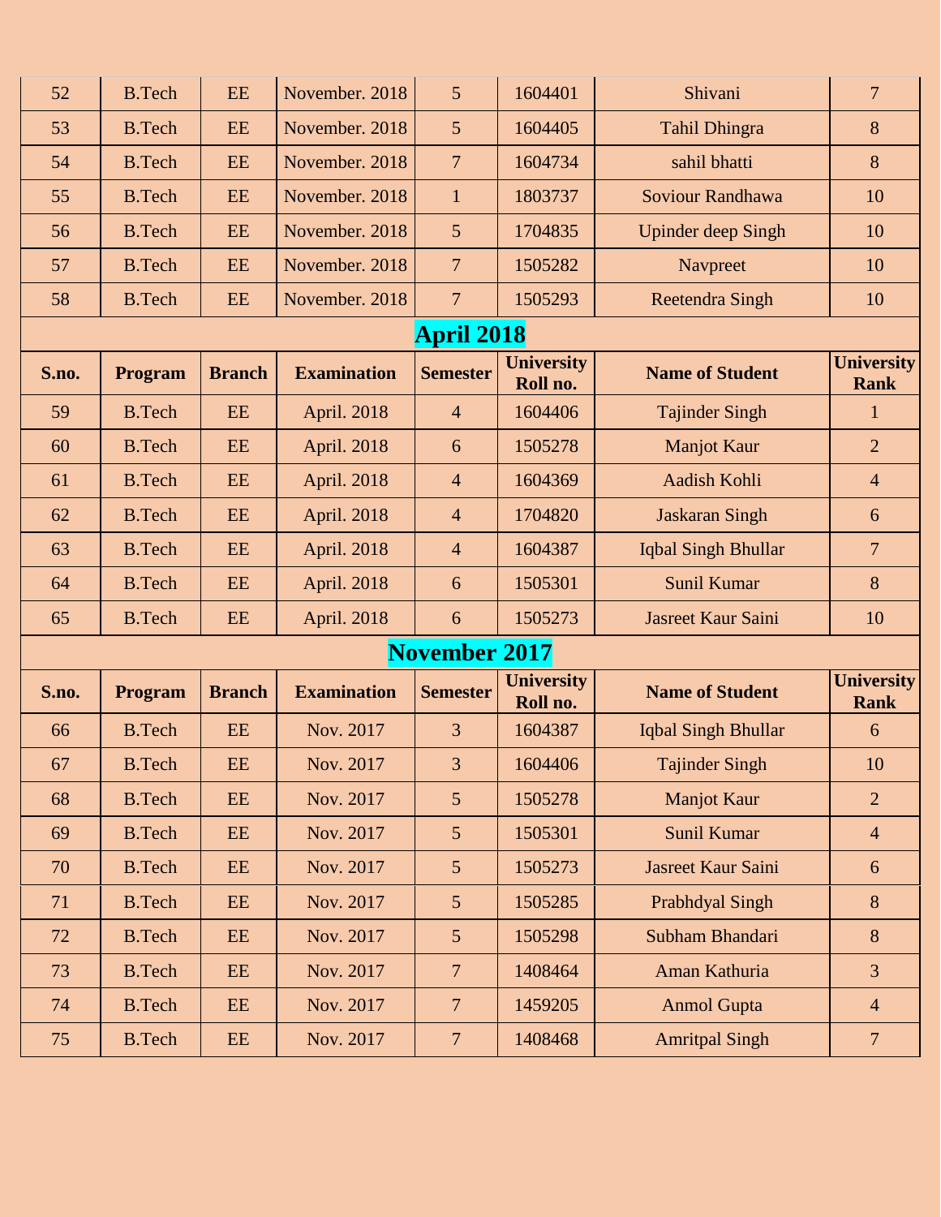| | | | | | | | |
|---|---|---|---|---|---|---|---|
| 52 | B.Tech | EE | November. 2018 | 5 | 1604401 | Shivani | 7 |
| 53 | B.Tech | EE | November. 2018 | 5 | 1604405 | Tahil Dhingra | 8 |
| 54 | B.Tech | EE | November. 2018 | 7 | 1604734 | sahil bhatti | 8 |
| 55 | B.Tech | EE | November. 2018 | 1 | 1803737 | Soviour Randhawa | 10 |
| 56 | B.Tech | EE | November. 2018 | 5 | 1704835 | Upinder deep Singh | 10 |
| 57 | B.Tech | EE | November. 2018 | 7 | 1505282 | Navpreet | 10 |
| 58 | B.Tech | EE | November. 2018 | 7 | 1505293 | Reetendra Singh | 10 |

## April 2018

| S.no. | Program | Branch | Examination | Semester | University Roll no. | Name of Student | University Rank |
|---|---|---|---|---|---|---|---|
| 59 | B.Tech | EE | April. 2018 | 4 | 1604406 | Tajinder Singh | 1 |
| 60 | B.Tech | EE | April. 2018 | 6 | 1505278 | Manjot Kaur | 2 |
| 61 | B.Tech | EE | April. 2018 | 4 | 1604369 | Aadish Kohli | 4 |
| 62 | B.Tech | EE | April. 2018 | 4 | 1704820 | Jaskaran Singh | 6 |
| 63 | B.Tech | EE | April. 2018 | 4 | 1604387 | Iqbal Singh Bhullar | 7 |
| 64 | B.Tech | EE | April. 2018 | 6 | 1505301 | Sunil Kumar | 8 |
| 65 | B.Tech | EE | April. 2018 | 6 | 1505273 | Jasreet Kaur Saini | 10 |

## November 2017

| S.no. | Program | Branch | Examination | Semester | University Roll no. | Name of Student | University Rank |
|---|---|---|---|---|---|---|---|
| 66 | B.Tech | EE | Nov. 2017 | 3 | 1604387 | Iqbal Singh Bhullar | 6 |
| 67 | B.Tech | EE | Nov. 2017 | 3 | 1604406 | Tajinder Singh | 10 |
| 68 | B.Tech | EE | Nov. 2017 | 5 | 1505278 | Manjot Kaur | 2 |
| 69 | B.Tech | EE | Nov. 2017 | 5 | 1505301 | Sunil Kumar | 4 |
| 70 | B.Tech | EE | Nov. 2017 | 5 | 1505273 | Jasreet Kaur Saini | 6 |
| 71 | B.Tech | EE | Nov. 2017 | 5 | 1505285 | Prabhdyal Singh | 8 |
| 72 | B.Tech | EE | Nov. 2017 | 5 | 1505298 | Subham Bhandari | 8 |
| 73 | B.Tech | EE | Nov. 2017 | 7 | 1408464 | Aman Kathuria | 3 |
| 74 | B.Tech | EE | Nov. 2017 | 7 | 1459205 | Anmol Gupta | 4 |
| 75 | B.Tech | EE | Nov. 2017 | 7 | 1408468 | Amritpal Singh | 7 |